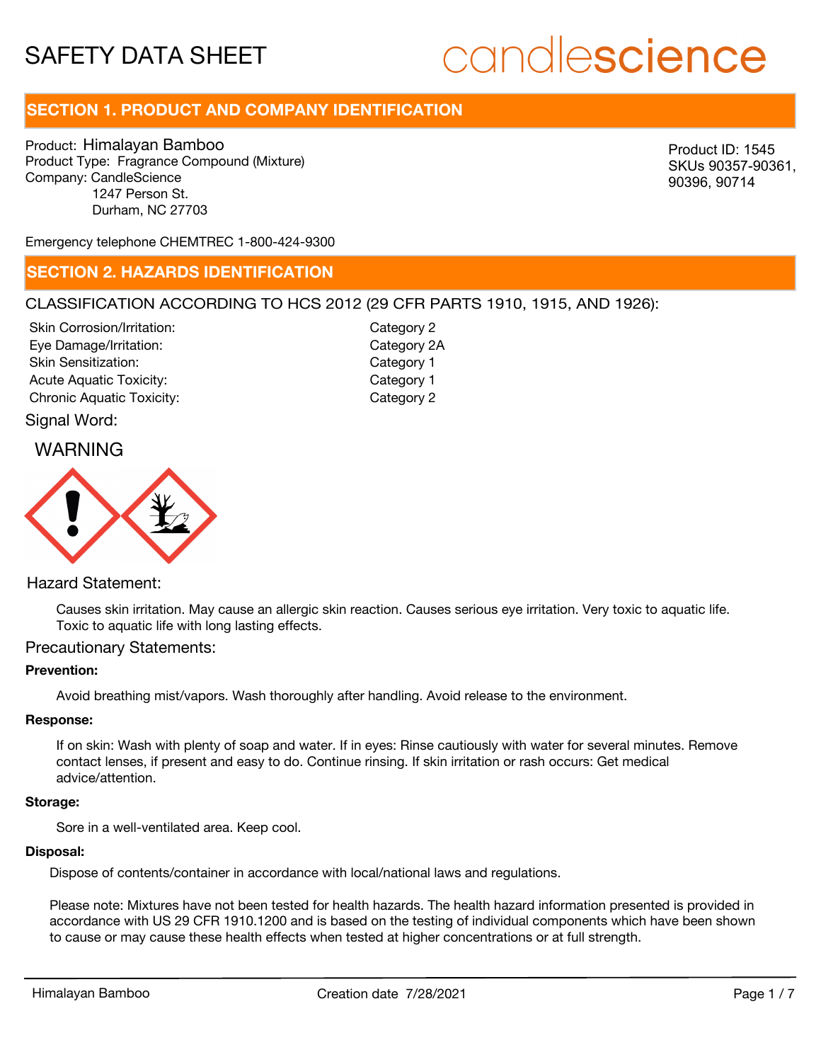# SAFETY DATA SHEET

candlescience

## SECTION 1. PRODUCT AND COMPANY IDENTIFICATION

Product: Himalayan Bamboo
Product Type: Fragrance Compound (Mixture)
Company: CandleScience
1247 Person St.
Durham, NC 27703

Product ID: 1545
SKUs 90357-90361, 90396, 90714

Emergency telephone CHEMTREC 1-800-424-9300

## SECTION 2. HAZARDS IDENTIFICATION

CLASSIFICATION ACCORDING TO HCS 2012 (29 CFR PARTS 1910, 1915, AND 1926):

| | |
|---|---|
| Skin Corrosion/Irritation: | Category 2 |
| Eye Damage/Irritation: | Category 2A |
| Skin Sensitization: | Category 1 |
| Acute Aquatic Toxicity: | Category 1 |
| Chronic Aquatic Toxicity: | Category 2 |

Signal Word:

WARNING

Hazard Statement:

Causes skin irritation. May cause an allergic skin reaction. Causes serious eye irritation. Very toxic to aquatic life. Toxic to aquatic life with long lasting effects.

Precautionary Statements:

**Prevention:**

Avoid breathing mist/vapors. Wash thoroughly after handling. Avoid release to the environment.

**Response:**

If on skin: Wash with plenty of soap and water. If in eyes: Rinse cautiously with water for several minutes. Remove contact lenses, if present and easy to do. Continue rinsing. If skin irritation or rash occurs: Get medical advice/attention.

**Storage:**

Sore in a well-ventilated area. Keep cool.

**Disposal:**

Dispose of contents/container in accordance with local/national laws and regulations.

Please note: Mixtures have not been tested for health hazards. The health hazard information presented is provided in accordance with US 29 CFR 1910.1200 and is based on the testing of individual components which have been shown to cause or may cause these health effects when tested at higher concentrations or at full strength.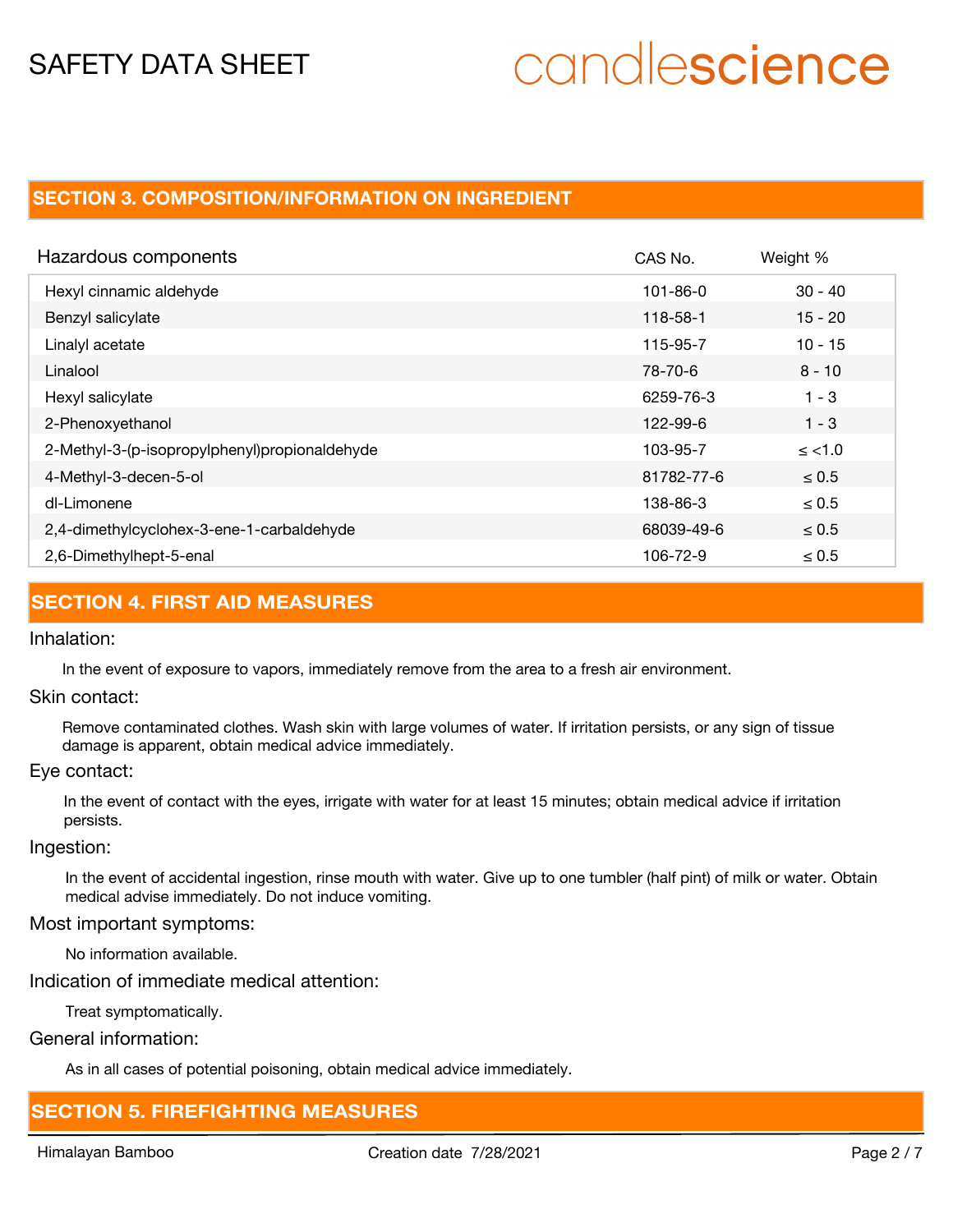## SECTION 3. COMPOSITION/INFORMATION ON INGREDIENT

| Hazardous components | CAS No. | Weight % |
|---|---|---|
| Hexyl cinnamic aldehyde | 101-86-0 | 30 - 40 |
| Benzyl salicylate | 118-58-1 | 15 - 20 |
| Linalyl acetate | 115-95-7 | 10 - 15 |
| Linalool | 78-70-6 | 8 - 10 |
| Hexyl salicylate | 6259-76-3 | 1 - 3 |
| 2-Phenoxyethanol | 122-99-6 | 1 - 3 |
| 2-Methyl-3-(p-isopropylphenyl)propionaldehyde | 103-95-7 | ≤ <1.0 |
| 4-Methyl-3-decen-5-ol | 81782-77-6 | ≤ 0.5 |
| dl-Limonene | 138-86-3 | ≤ 0.5 |
| 2,4-dimethylcyclohex-3-ene-1-carbaldehyde | 68039-49-6 | ≤ 0.5 |
| 2,6-Dimethylhept-5-enal | 106-72-9 | ≤ 0.5 |

## SECTION 4. FIRST AID MEASURES

### Inhalation:

In the event of exposure to vapors, immediately remove from the area to a fresh air environment.

### Skin contact:

Remove contaminated clothes. Wash skin with large volumes of water. If irritation persists, or any sign of tissue damage is apparent, obtain medical advice immediately.

### Eye contact:

In the event of contact with the eyes, irrigate with water for at least 15 minutes; obtain medical advice if irritation persists.

### Ingestion:

In the event of accidental ingestion, rinse mouth with water. Give up to one tumbler (half pint) of milk or water. Obtain medical advise immediately. Do not induce vomiting.

### Most important symptoms:

No information available.

### Indication of immediate medical attention:

Treat symptomatically.

### General information:

As in all cases of potential poisoning, obtain medical advice immediately.

## SECTION 5. FIREFIGHTING MEASURES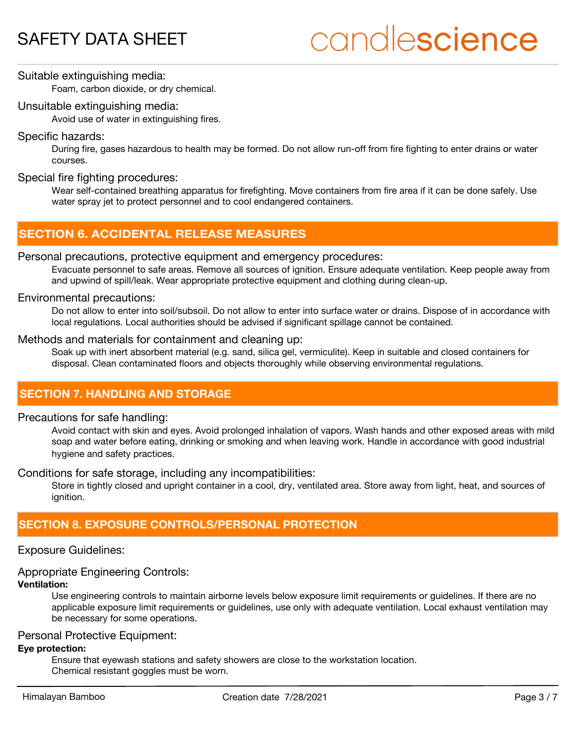Suitable extinguishing media:

Foam, carbon dioxide, or dry chemical.

Unsuitable extinguishing media:

Avoid use of water in extinguishing fires.

Specific hazards:

During fire, gases hazardous to health may be formed. Do not allow run-off from fire fighting to enter drains or water courses.

Special fire fighting procedures:

Wear self-contained breathing apparatus for firefighting. Move containers from fire area if it can be done safely. Use water spray jet to protect personnel and to cool endangered containers.

## SECTION 6. ACCIDENTAL RELEASE MEASURES

Personal precautions, protective equipment and emergency procedures:

Evacuate personnel to safe areas. Remove all sources of ignition. Ensure adequate ventilation. Keep people away from and upwind of spill/leak. Wear appropriate protective equipment and clothing during clean-up.

Environmental precautions:

Do not allow to enter into soil/subsoil. Do not allow to enter into surface water or drains. Dispose of in accordance with local regulations. Local authorities should be advised if significant spillage cannot be contained.

Methods and materials for containment and cleaning up:

Soak up with inert absorbent material (e.g. sand, silica gel, vermiculite). Keep in suitable and closed containers for disposal. Clean contaminated floors and objects thoroughly while observing environmental regulations.

## SECTION 7. HANDLING AND STORAGE

Precautions for safe handling:

Avoid contact with skin and eyes. Avoid prolonged inhalation of vapors. Wash hands and other exposed areas with mild soap and water before eating, drinking or smoking and when leaving work. Handle in accordance with good industrial hygiene and safety practices.

Conditions for safe storage, including any incompatibilities:

Store in tightly closed and upright container in a cool, dry, ventilated area. Store away from light, heat, and sources of ignition.

## SECTION 8. EXPOSURE CONTROLS/PERSONAL PROTECTION

Exposure Guidelines:

Appropriate Engineering Controls:

**Ventilation:**

Use engineering controls to maintain airborne levels below exposure limit requirements or guidelines. If there are no applicable exposure limit requirements or guidelines, use only with adequate ventilation. Local exhaust ventilation may be necessary for some operations.

Personal Protective Equipment:

**Eye protection:**

Ensure that eyewash stations and safety showers are close to the workstation location.
Chemical resistant goggles must be worn.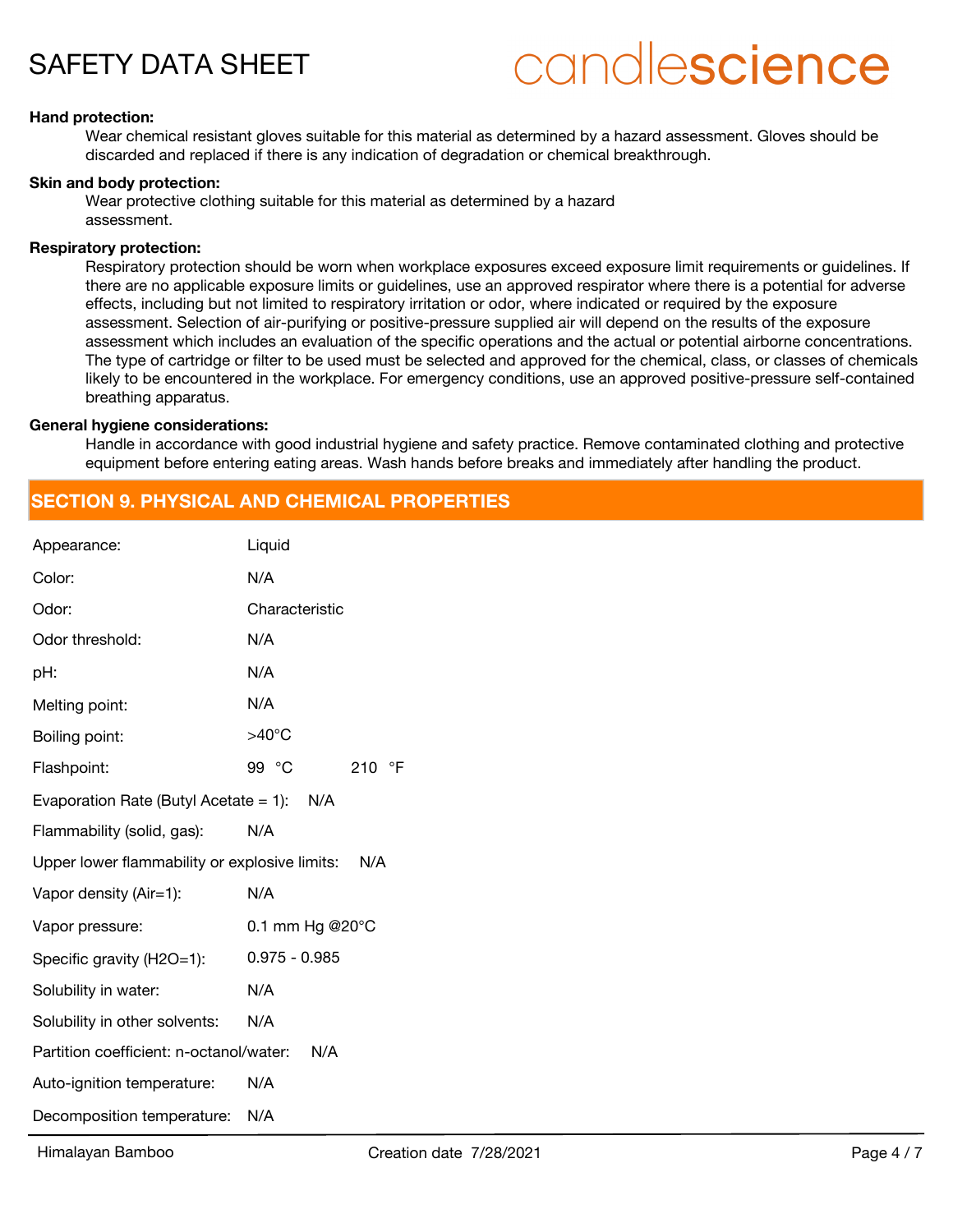**Hand protection:**

Wear chemical resistant gloves suitable for this material as determined by a hazard assessment. Gloves should be discarded and replaced if there is any indication of degradation or chemical breakthrough.

**Skin and body protection:**

Wear protective clothing suitable for this material as determined by a hazard assessment.

**Respiratory protection:**

Respiratory protection should be worn when workplace exposures exceed exposure limit requirements or guidelines. If there are no applicable exposure limits or guidelines, use an approved respirator where there is a potential for adverse effects, including but not limited to respiratory irritation or odor, where indicated or required by the exposure assessment. Selection of air-purifying or positive-pressure supplied air will depend on the results of the exposure assessment which includes an evaluation of the specific operations and the actual or potential airborne concentrations. The type of cartridge or filter to be used must be selected and approved for the chemical, class, or classes of chemicals likely to be encountered in the workplace. For emergency conditions, use an approved positive-pressure self-contained breathing apparatus.

**General hygiene considerations:**

Handle in accordance with good industrial hygiene and safety practice. Remove contaminated clothing and protective equipment before entering eating areas. Wash hands before breaks and immediately after handling the product.

## SECTION 9. PHYSICAL AND CHEMICAL PROPERTIES

Appearance: Liquid

Color: N/A

Odor: Characteristic

Odor threshold: N/A

pH: N/A

Melting point: N/A

Boiling point: >40°C

Flashpoint: 99 °C 210 °F

Evaporation Rate (Butyl Acetate = 1): N/A

Flammability (solid, gas): N/A

Upper lower flammability or explosive limits: N/A

Vapor density (Air=1): N/A

Vapor pressure: 0.1 mm Hg @20°C

Specific gravity (H2O=1): 0.975 - 0.985

Solubility in water: N/A

Solubility in other solvents: N/A

Partition coefficient: n-octanol/water: N/A

Auto-ignition temperature: N/A

Decomposition temperature: N/A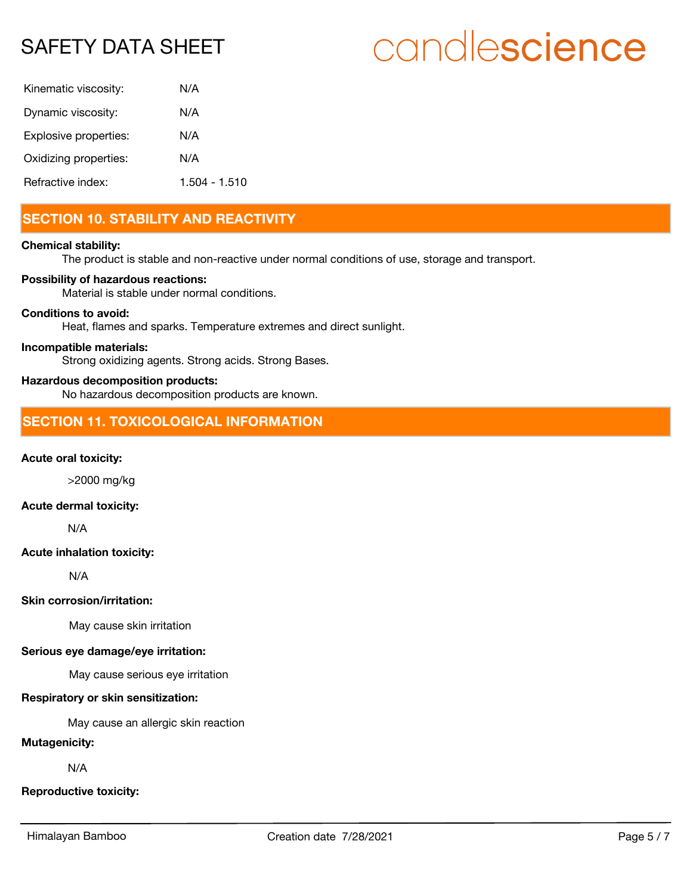| | |
|---|---|
| Kinematic viscosity: | N/A |
| Dynamic viscosity: | N/A |
| Explosive properties: | N/A |
| Oxidizing properties: | N/A |
| Refractive index: | 1.504 - 1.510 |

## SECTION 10. STABILITY AND REACTIVITY

**Chemical stability:**
The product is stable and non-reactive under normal conditions of use, storage and transport.

**Possibility of hazardous reactions:**
Material is stable under normal conditions.

**Conditions to avoid:**
Heat, flames and sparks. Temperature extremes and direct sunlight.

**Incompatible materials:**
Strong oxidizing agents. Strong acids. Strong Bases.

**Hazardous decomposition products:**
No hazardous decomposition products are known.

## SECTION 11. TOXICOLOGICAL INFORMATION

**Acute oral toxicity:**

>2000 mg/kg

**Acute dermal toxicity:**

N/A

**Acute inhalation toxicity:**

N/A

**Skin corrosion/irritation:**

May cause skin irritation

**Serious eye damage/eye irritation:**

May cause serious eye irritation

**Respiratory or skin sensitization:**

May cause an allergic skin reaction

**Mutagenicity:**

N/A

**Reproductive toxicity:**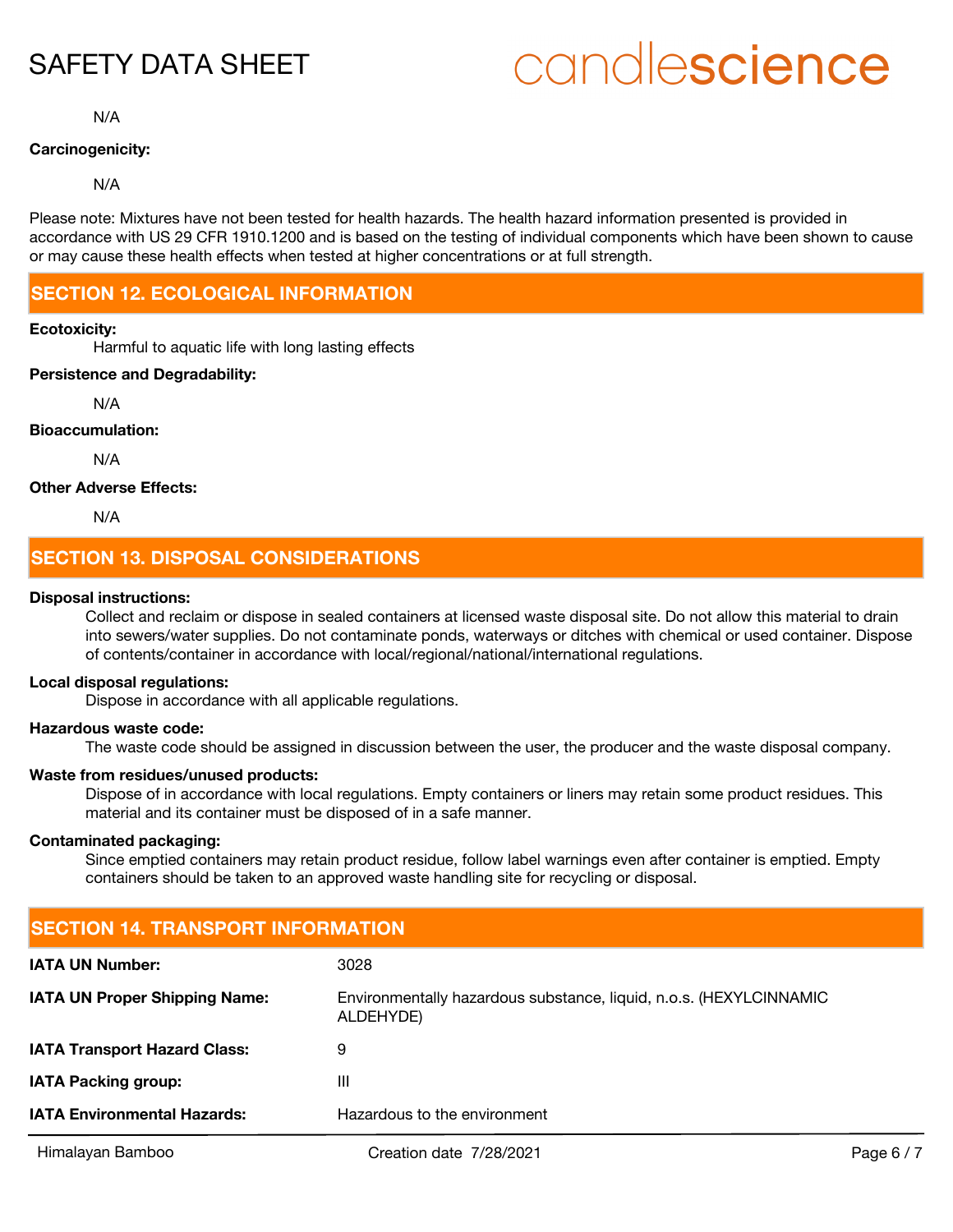N/A

**Carcinogenicity:**

N/A

Please note: Mixtures have not been tested for health hazards. The health hazard information presented is provided in accordance with US 29 CFR 1910.1200 and is based on the testing of individual components which have been shown to cause or may cause these health effects when tested at higher concentrations or at full strength.

## SECTION 12. ECOLOGICAL INFORMATION

**Ecotoxicity:**

Harmful to aquatic life with long lasting effects

**Persistence and Degradability:**

N/A

**Bioaccumulation:**

N/A

**Other Adverse Effects:**

N/A

## SECTION 13. DISPOSAL CONSIDERATIONS

**Disposal instructions:**

Collect and reclaim or dispose in sealed containers at licensed waste disposal site. Do not allow this material to drain into sewers/water supplies. Do not contaminate ponds, waterways or ditches with chemical or used container. Dispose of contents/container in accordance with local/regional/national/international regulations.

**Local disposal regulations:**

Dispose in accordance with all applicable regulations.

**Hazardous waste code:**

The waste code should be assigned in discussion between the user, the producer and the waste disposal company.

**Waste from residues/unused products:**

Dispose of in accordance with local regulations. Empty containers or liners may retain some product residues. This material and its container must be disposed of in a safe manner.

**Contaminated packaging:**

Since emptied containers may retain product residue, follow label warnings even after container is emptied. Empty containers should be taken to an approved waste handling site for recycling or disposal.

## SECTION 14. TRANSPORT INFORMATION

| | |
|---|---|
| **IATA UN Number:** | 3028 |
| **IATA UN Proper Shipping Name:** | Environmentally hazardous substance, liquid, n.o.s. (HEXYLCINNAMIC ALDEHYDE) |
| **IATA Transport Hazard Class:** | 9 |
| **IATA Packing group:** | III |
| **IATA Environmental Hazards:** | Hazardous to the environment |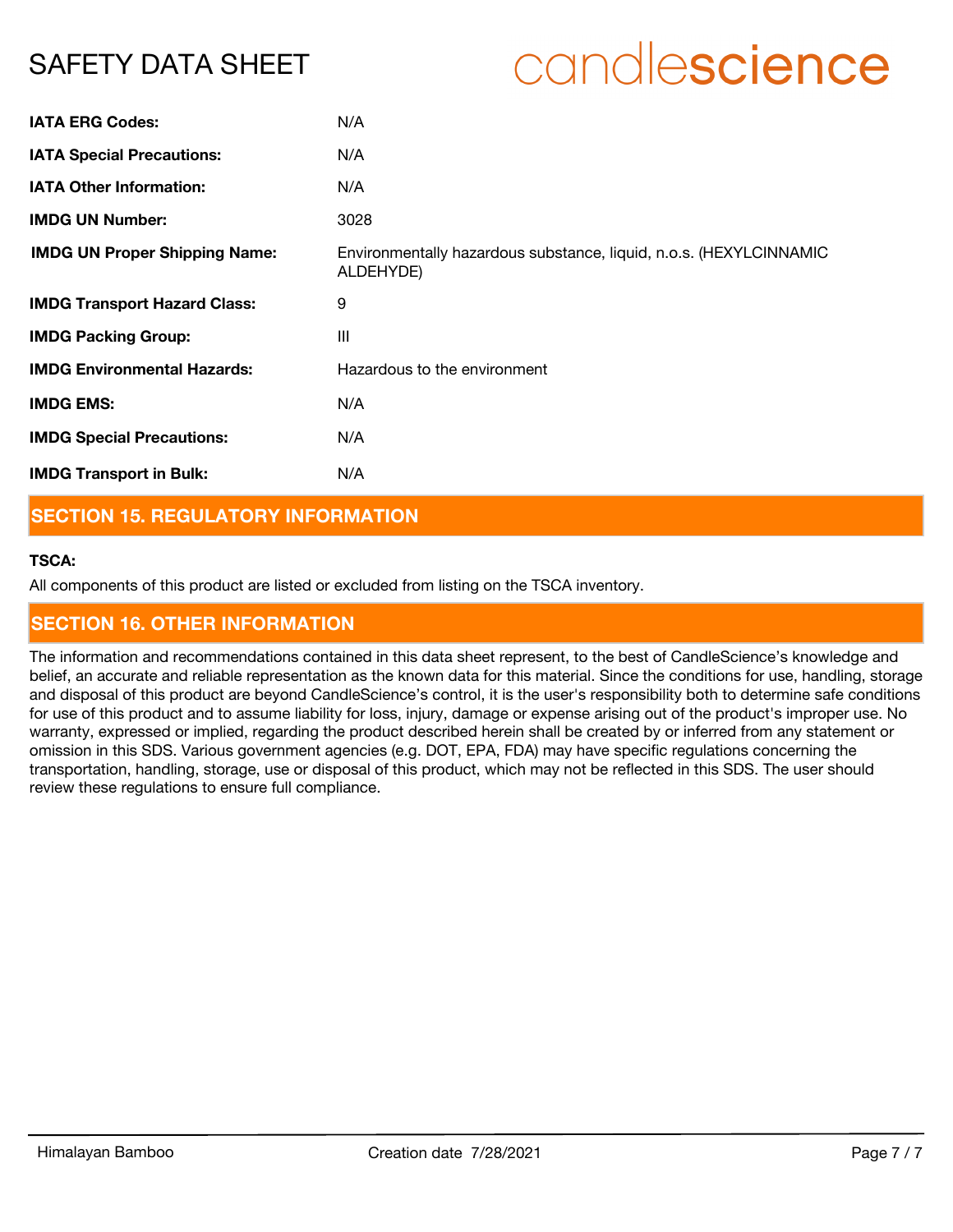| | |
|---|---|
| **IATA ERG Codes:** | N/A |
| **IATA Special Precautions:** | N/A |
| **IATA Other Information:** | N/A |
| **IMDG UN Number:** | 3028 |
| **IMDG UN Proper Shipping Name:** | Environmentally hazardous substance, liquid, n.o.s. (HEXYLCINNAMIC ALDEHYDE) |
| **IMDG Transport Hazard Class:** | 9 |
| **IMDG Packing Group:** | III |
| **IMDG Environmental Hazards:** | Hazardous to the environment |
| **IMDG EMS:** | N/A |
| **IMDG Special Precautions:** | N/A |
| **IMDG Transport in Bulk:** | N/A |

## SECTION 15. REGULATORY INFORMATION

**TSCA:**

All components of this product are listed or excluded from listing on the TSCA inventory.

## SECTION 16. OTHER INFORMATION

The information and recommendations contained in this data sheet represent, to the best of CandleScience's knowledge and belief, an accurate and reliable representation as the known data for this material. Since the conditions for use, handling, storage and disposal of this product are beyond CandleScience's control, it is the user's responsibility both to determine safe conditions for use of this product and to assume liability for loss, injury, damage or expense arising out of the product's improper use. No warranty, expressed or implied, regarding the product described herein shall be created by or inferred from any statement or omission in this SDS. Various government agencies (e.g. DOT, EPA, FDA) may have specific regulations concerning the transportation, handling, storage, use or disposal of this product, which may not be reflected in this SDS. The user should review these regulations to ensure full compliance.